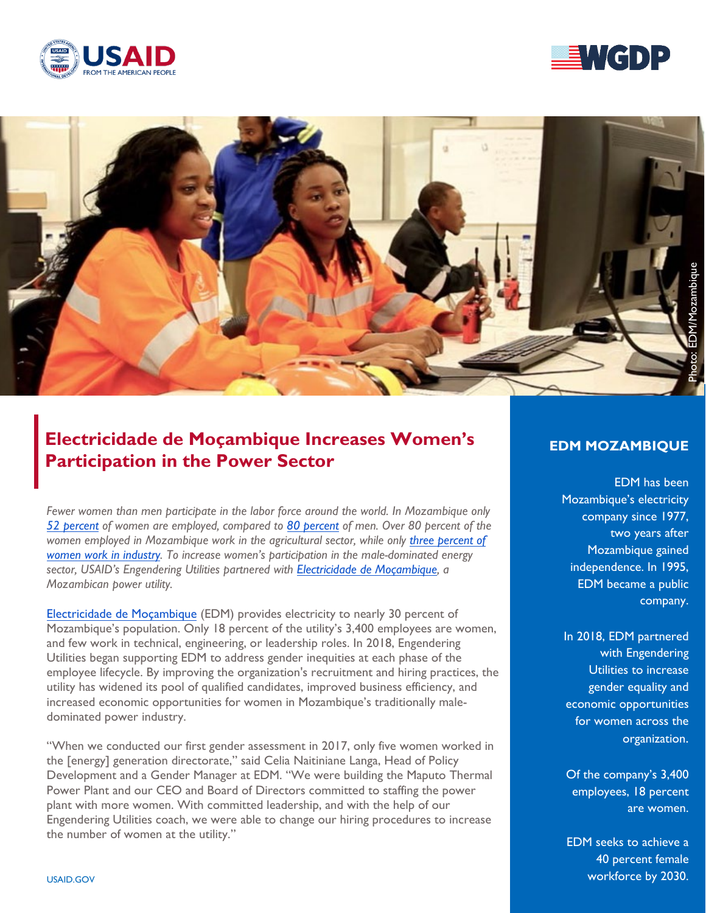# Electricidade de Moçambique Increases Women's Participation in the Power Sector

*Fewer women than men participate in the labor force around the world. In Mozambique only 52 percent of women are employed, compared to 80 percent of men. Over 80 percent of the women employed in Mozambique work in the agricultural sector, while only three percent of women work in industry. To increase women's participation in the male-dominated energy sector, USAID's Engendering Utilities partnered with Electricidade de Moçambique, a Mozambican power utility.*

Electricidade de Moçambique (EDM) provides electricity to nearly 30 percent of Mozambique's population. Only 18 percent of the utility's 3,400 employees are women, and few work in technical, engineering, or leadership roles. In 2018, Engendering Utilities began supporting EDM to address gender inequities at each phase of the employee lifecycle. By improving the organization's recruitment and hiring practices, the utility has widened its pool of qualified candidates, improved business efficiency, and increased economic opportunities for women in Mozambique's traditionally male-dominated power industry.

"When we conducted our first gender assessment in 2017, only five women worked in the [energy] generation directorate," said Celia Naitiniane Langa, Head of Policy Development and a Gender Manager at EDM. "We were building the Maputo Thermal Power Plant and our CEO and Board of Directors committed to staffing the power plant with more women. With committed leadership, and with the help of our Engendering Utilities coach, we were able to change our hiring procedures to increase the number of women at the utility."

## EDM MOZAMBIQUE

EDM has been Mozambique's electricity company since 1977, two years after Mozambique gained independence. In 1995, EDM became a public company.

In 2018, EDM partnered with Engendering Utilities to increase gender equality and economic opportunities for women across the organization.

Of the company's 3,400 employees, 18 percent are women.

EDM seeks to achieve a 40 percent female workforce by 2030.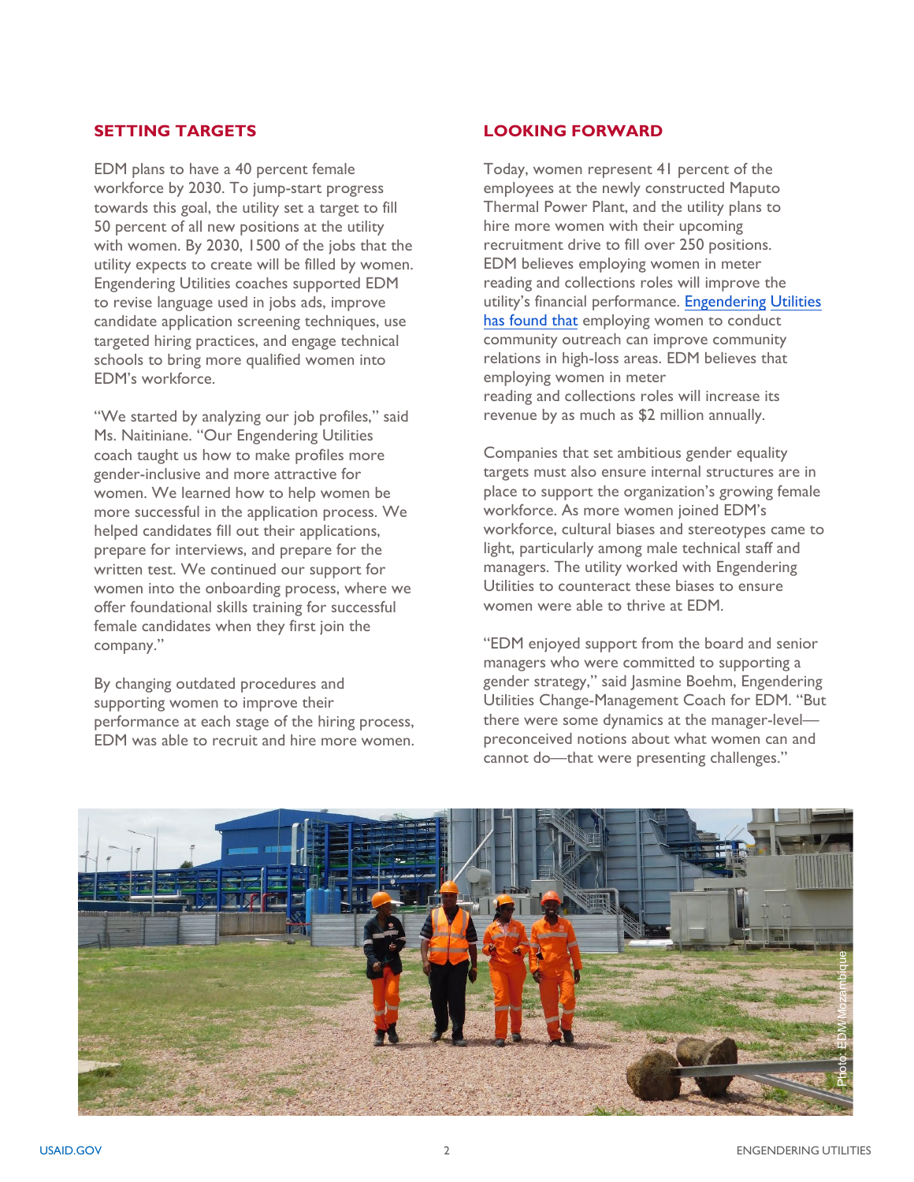## SETTING TARGETS

EDM plans to have a 40 percent female workforce by 2030. To jump-start progress towards this goal, the utility set a target to fill 50 percent of all new positions at the utility with women. By 2030, 1500 of the jobs that the utility expects to create will be filled by women. Engendering Utilities coaches supported EDM to revise language used in jobs ads, improve candidate application screening techniques, use targeted hiring practices, and engage technical schools to bring more qualified women into EDM's workforce.

"We started by analyzing our job profiles," said Ms. Naitiniane. "Our Engendering Utilities coach taught us how to make profiles more gender-inclusive and more attractive for women. We learned how to help women be more successful in the application process. We helped candidates fill out their applications, prepare for interviews, and prepare for the written test. We continued our support for women into the onboarding process, where we offer foundational skills training for successful female candidates when they first join the company."

By changing outdated procedures and supporting women to improve their performance at each stage of the hiring process, EDM was able to recruit and hire more women.

## LOOKING FORWARD

Today, women represent 41 percent of the employees at the newly constructed Maputo Thermal Power Plant, and the utility plans to hire more women with their upcoming recruitment drive to fill over 250 positions. EDM believes employing women in meter reading and collections roles will improve the utility's financial performance. Engendering Utilities has found that employing women to conduct community outreach can improve community relations in high-loss areas. EDM believes that employing women in meter reading and collections roles will increase its revenue by as much as $2 million annually.

Companies that set ambitious gender equality targets must also ensure internal structures are in place to support the organization's growing female workforce. As more women joined EDM's workforce, cultural biases and stereotypes came to light, particularly among male technical staff and managers. The utility worked with Engendering Utilities to counteract these biases to ensure women were able to thrive at EDM.

"EDM enjoyed support from the board and senior managers who were committed to supporting a gender strategy," said Jasmine Boehm, Engendering Utilities Change-Management Coach for EDM. "But there were some dynamics at the manager-level—preconceived notions about what women can and cannot do—that were presenting challenges."

Photo: EDM/Mozambique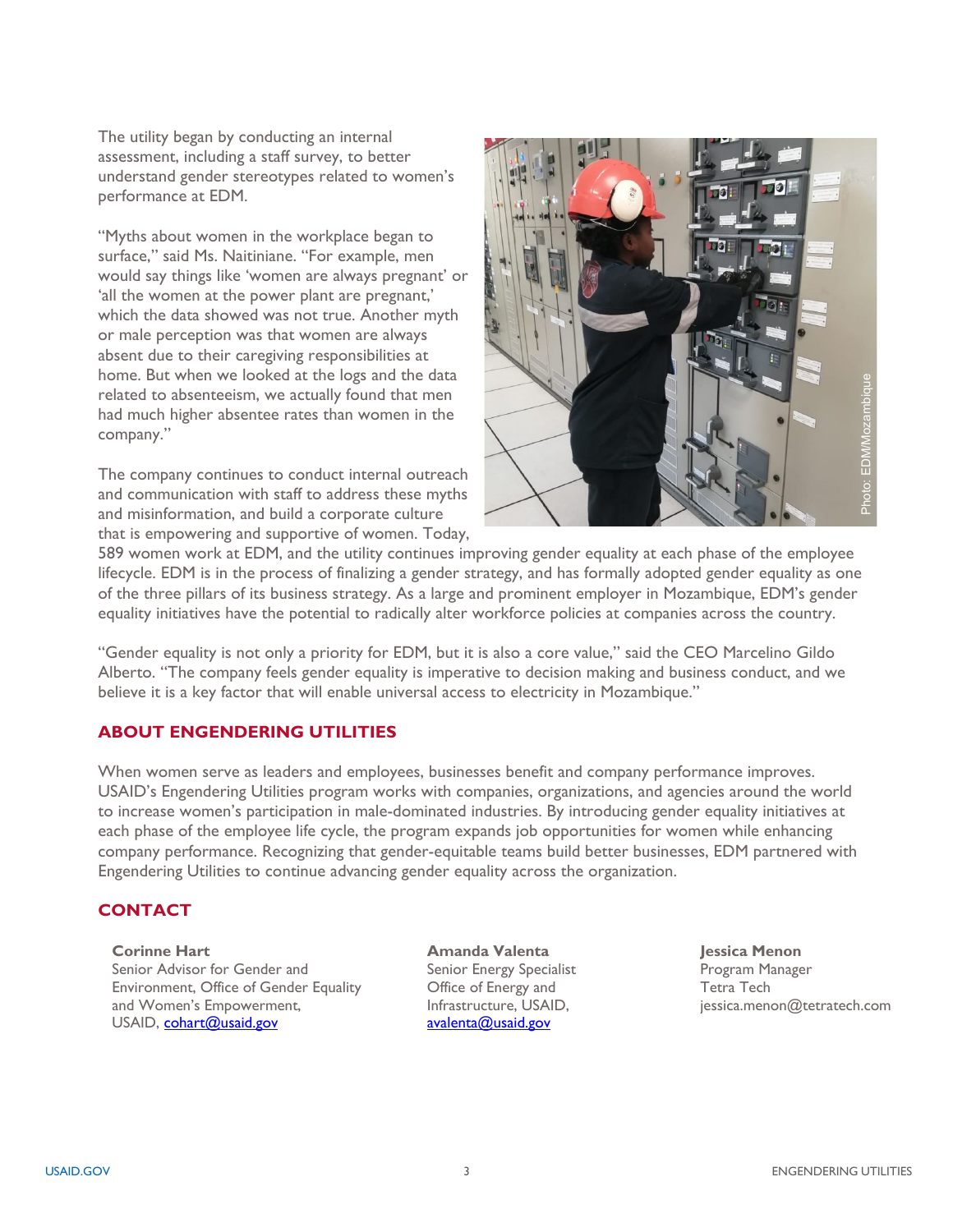The utility began by conducting an internal assessment, including a staff survey, to better understand gender stereotypes related to women's performance at EDM.

"Myths about women in the workplace began to surface," said Ms. Naitiniane. "For example, men would say things like 'women are always pregnant' or 'all the women at the power plant are pregnant,' which the data showed was not true. Another myth or male perception was that women are always absent due to their caregiving responsibilities at home. But when we looked at the logs and the data related to absenteeism, we actually found that men had much higher absentee rates than women in the company."

Photo: EDM/Mozambique

The company continues to conduct internal outreach and communication with staff to address these myths and misinformation, and build a corporate culture that is empowering and supportive of women. Today, 589 women work at EDM, and the utility continues improving gender equality at each phase of the employee lifecycle. EDM is in the process of finalizing a gender strategy, and has formally adopted gender equality as one of the three pillars of its business strategy. As a large and prominent employer in Mozambique, EDM's gender equality initiatives have the potential to radically alter workforce policies at companies across the country.

"Gender equality is not only a priority for EDM, but it is also a core value," said the CEO Marcelino Gildo Alberto. "The company feels gender equality is imperative to decision making and business conduct, and we believe it is a key factor that will enable universal access to electricity in Mozambique."

## ABOUT ENGENDERING UTILITIES

When women serve as leaders and employees, businesses benefit and company performance improves. USAID's Engendering Utilities program works with companies, organizations, and agencies around the world to increase women's participation in male-dominated industries. By introducing gender equality initiatives at each phase of the employee life cycle, the program expands job opportunities for women while enhancing company performance. Recognizing that gender-equitable teams build better businesses, EDM partnered with Engendering Utilities to continue advancing gender equality across the organization.

## CONTACT

**Corinne Hart**
Senior Advisor for Gender and Environment, Office of Gender Equality and Women's Empowerment, USAID, cohart@usaid.gov

**Amanda Valenta**
Senior Energy Specialist
Office of Energy and Infrastructure, USAID,
avalenta@usaid.gov

**Jessica Menon**
Program Manager
Tetra Tech
jessica.menon@tetratech.com